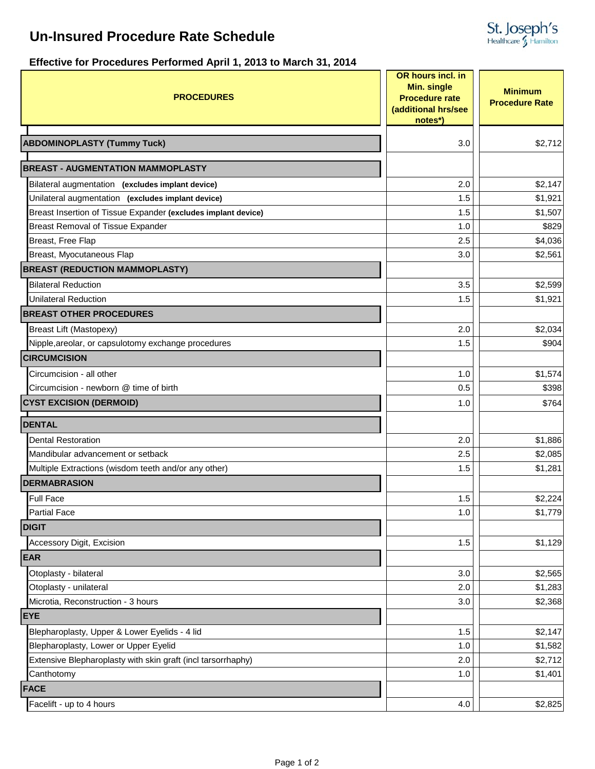# Un-Insured Procedure Rate Schedule

St. Joseph's Healthcare Hamilton

## Effective for Procedures Performed April 1, 2013 to March 31, 2014

| PROCEDURES | OR hours incl. in Min. single Procedure rate (additional hrs/see notes*) | Minimum Procedure Rate |
|---|---|---|
| **ABDOMINOPLASTY (Tummy Tuck)** | 3.0 | $2,712 |
| **BREAST - AUGMENTATION MAMMOPLASTY** | | |
| Bilateral augmentation **(excludes implant device)** | 2.0 | $2,147 |
| Unilateral augmentation **(excludes implant device)** | 1.5 | $1,921 |
| Breast Insertion of Tissue Expander **(excludes implant device)** | 1.5 | $1,507 |
| Breast Removal of Tissue Expander | 1.0 | $829 |
| Breast, Free Flap | 2.5 | $4,036 |
| Breast, Myocutaneous Flap | 3.0 | $2,561 |
| **BREAST (REDUCTION MAMMOPLASTY)** | | |
| Bilateral Reduction | 3.5 | $2,599 |
| Unilateral Reduction | 1.5 | $1,921 |
| **BREAST OTHER PROCEDURES** | | |
| Breast Lift (Mastopexy) | 2.0 | $2,034 |
| Nipple,areolar, or capsulotomy exchange procedures | 1.5 | $904 |
| **CIRCUMCISION** | | |
| Circumcision - all other | 1.0 | $1,574 |
| Circumcision - newborn @ time of birth | 0.5 | $398 |
| **CYST EXCISION (DERMOID)** | 1.0 | $764 |
| **DENTAL** | | |
| Dental Restoration | 2.0 | $1,886 |
| Mandibular advancement or setback | 2.5 | $2,085 |
| Multiple Extractions (wisdom teeth and/or any other) | 1.5 | $1,281 |
| **DERMABRASION** | | |
| Full Face | 1.5 | $2,224 |
| Partial Face | 1.0 | $1,779 |
| **DIGIT** | | |
| Accessory Digit, Excision | 1.5 | $1,129 |
| **EAR** | | |
| Otoplasty - bilateral | 3.0 | $2,565 |
| Otoplasty - unilateral | 2.0 | $1,283 |
| Microtia, Reconstruction - 3 hours | 3.0 | $2,368 |
| **EYE** | | |
| Blepharoplasty, Upper & Lower Eyelids - 4 lid | 1.5 | $2,147 |
| Blepharoplasty, Lower or Upper Eyelid | 1.0 | $1,582 |
| Extensive Blepharoplasty with skin graft (incl tarsorrhaphy) | 2.0 | $2,712 |
| Canthotomy | 1.0 | $1,401 |
| **FACE** | | |
| Facelift - up to 4 hours | 4.0 | $2,825 |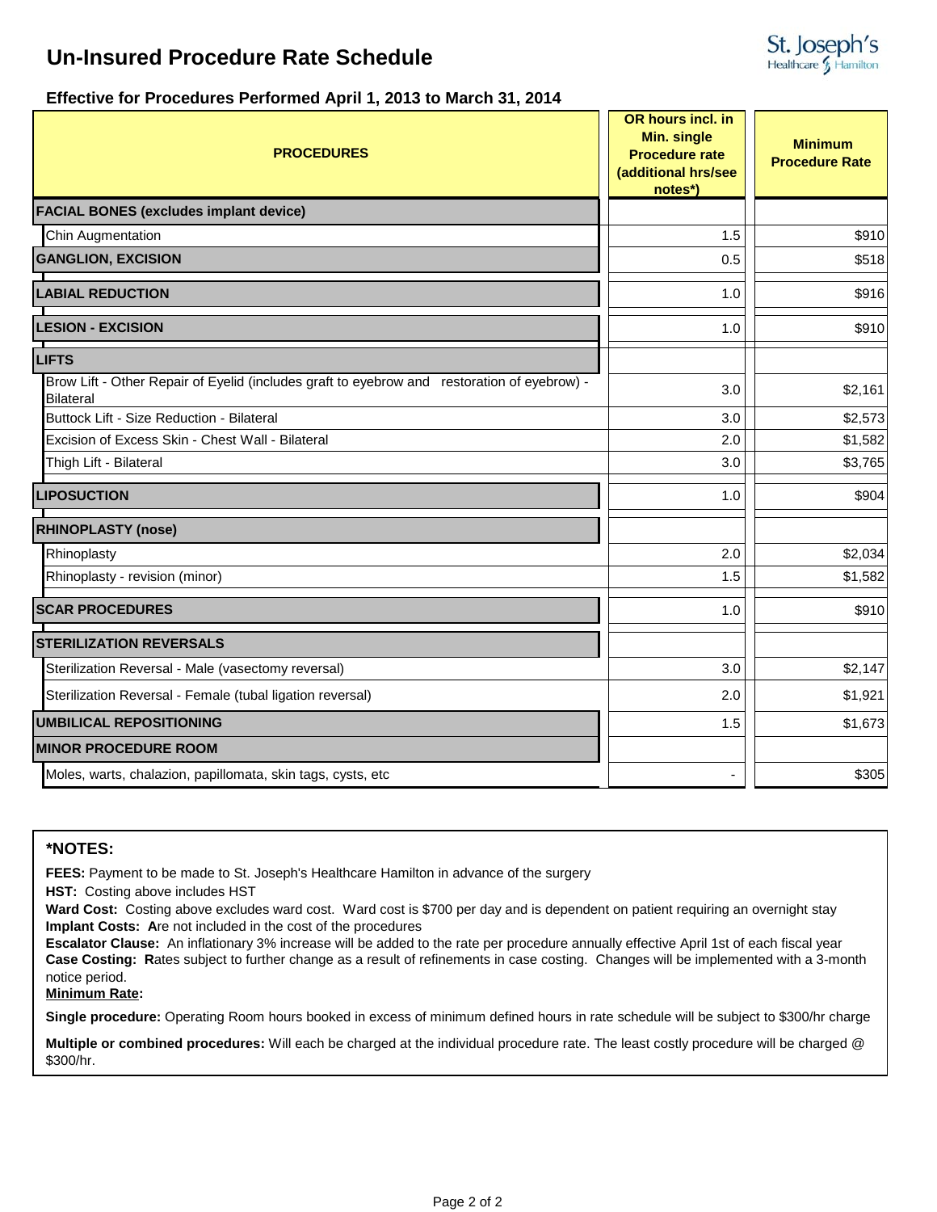# Un-Insured Procedure Rate Schedule

St. Joseph's Healthcare Hamilton

### Effective for Procedures Performed April 1, 2013 to March 31, 2014

| PROCEDURES | OR hours incl. in Min. single Procedure rate (additional hrs/see notes*) | Minimum Procedure Rate |
|---|---|---|
| **FACIAL BONES (excludes implant device)** | | |
| Chin Augmentation | 1.5 | $910 |
| **GANGLION, EXCISION** | 0.5 | $518 |
| **LABIAL REDUCTION** | 1.0 | $916 |
| **LESION - EXCISION** | 1.0 | $910 |
| **LIFTS** | | |
| Brow Lift - Other Repair of Eyelid (includes graft to eyebrow and restoration of eyebrow) - Bilateral | 3.0 | $2,161 |
| Buttock Lift - Size Reduction - Bilateral | 3.0 | $2,573 |
| Excision of Excess Skin - Chest Wall - Bilateral | 2.0 | $1,582 |
| Thigh Lift - Bilateral | 3.0 | $3,765 |
| **LIPOSUCTION** | 1.0 | $904 |
| **RHINOPLASTY (nose)** | | |
| Rhinoplasty | 2.0 | $2,034 |
| Rhinoplasty - revision (minor) | 1.5 | $1,582 |
| **SCAR PROCEDURES** | 1.0 | $910 |
| **STERILIZATION REVERSALS** | | |
| Sterilization Reversal - Male (vasectomy reversal) | 3.0 | $2,147 |
| Sterilization Reversal - Female (tubal ligation reversal) | 2.0 | $1,921 |
| **UMBILICAL REPOSITIONING** | 1.5 | $1,673 |
| **MINOR PROCEDURE ROOM** | | |
| Moles, warts, chalazion, papillomata, skin tags, cysts, etc | - | $305 |

### *NOTES:

**FEES:** Payment to be made to St. Joseph's Healthcare Hamilton in advance of the surgery

**HST:** Costing above includes HST

**Ward Cost:** Costing above excludes ward cost. Ward cost is $700 per day and is dependent on patient requiring an overnight stay

**Implant Costs:** Are not included in the cost of the procedures

**Escalator Clause:** An inflationary 3% increase will be added to the rate per procedure annually effective April 1st of each fiscal year

**Case Costing:** Rates subject to further change as a result of refinements in case costing. Changes will be implemented with a 3-month notice period.

**Minimum Rate:**

**Single procedure:** Operating Room hours booked in excess of minimum defined hours in rate schedule will be subject to $300/hr charge

**Multiple or combined procedures:** Will each be charged at the individual procedure rate. The least costly procedure will be charged @ $300/hr.